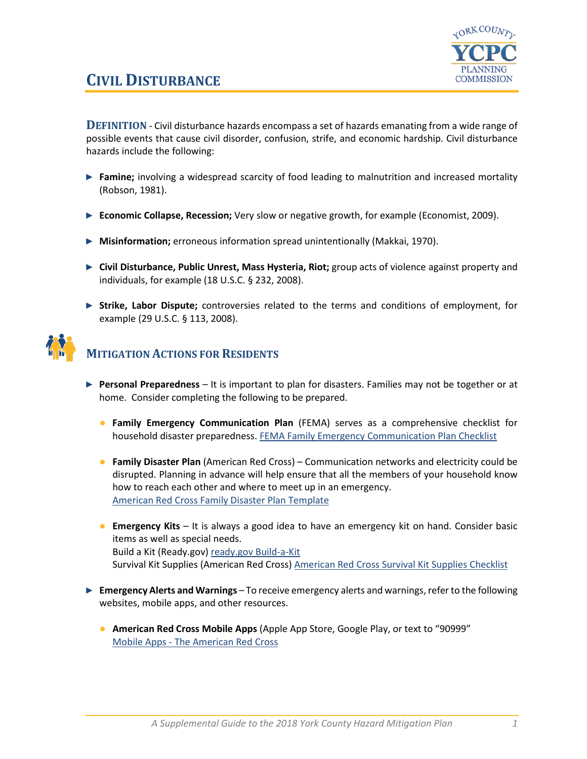# Civil Disturbance

**DEFINITION** - Civil disturbance hazards encompass a set of hazards emanating from a wide range of possible events that cause civil disorder, confusion, strife, and economic hardship. Civil disturbance hazards include the following:

- **Famine;** involving a widespread scarcity of food leading to malnutrition and increased mortality (Robson, 1981).
- **Economic Collapse, Recession;** Very slow or negative growth, for example (Economist, 2009).
- **Misinformation;** erroneous information spread unintentionally (Makkai, 1970).
- **Civil Disturbance, Public Unrest, Mass Hysteria, Riot;** group acts of violence against property and individuals, for example (18 U.S.C. § 232, 2008).
- **Strike, Labor Dispute;** controversies related to the terms and conditions of employment, for example (29 U.S.C. § 113, 2008).

## Mitigation Actions for Residents

- **Personal Preparedness** – It is important to plan for disasters. Families may not be together or at home. Consider completing the following to be prepared.
  - **Family Emergency Communication Plan** (FEMA) serves as a comprehensive checklist for household disaster preparedness. FEMA Family Emergency Communication Plan Checklist
  - **Family Disaster Plan** (American Red Cross) – Communication networks and electricity could be disrupted. Planning in advance will help ensure that all the members of your household know how to reach each other and where to meet up in an emergency.
    American Red Cross Family Disaster Plan Template
  - **Emergency Kits** – It is always a good idea to have an emergency kit on hand. Consider basic items as well as special needs.
    Build a Kit (Ready.gov) ready.gov Build-a-Kit
    Survival Kit Supplies (American Red Cross) American Red Cross Survival Kit Supplies Checklist
- **Emergency Alerts and Warnings** – To receive emergency alerts and warnings, refer to the following websites, mobile apps, and other resources.
  - **American Red Cross Mobile Apps** (Apple App Store, Google Play, or text to "90999"
    Mobile Apps - The American Red Cross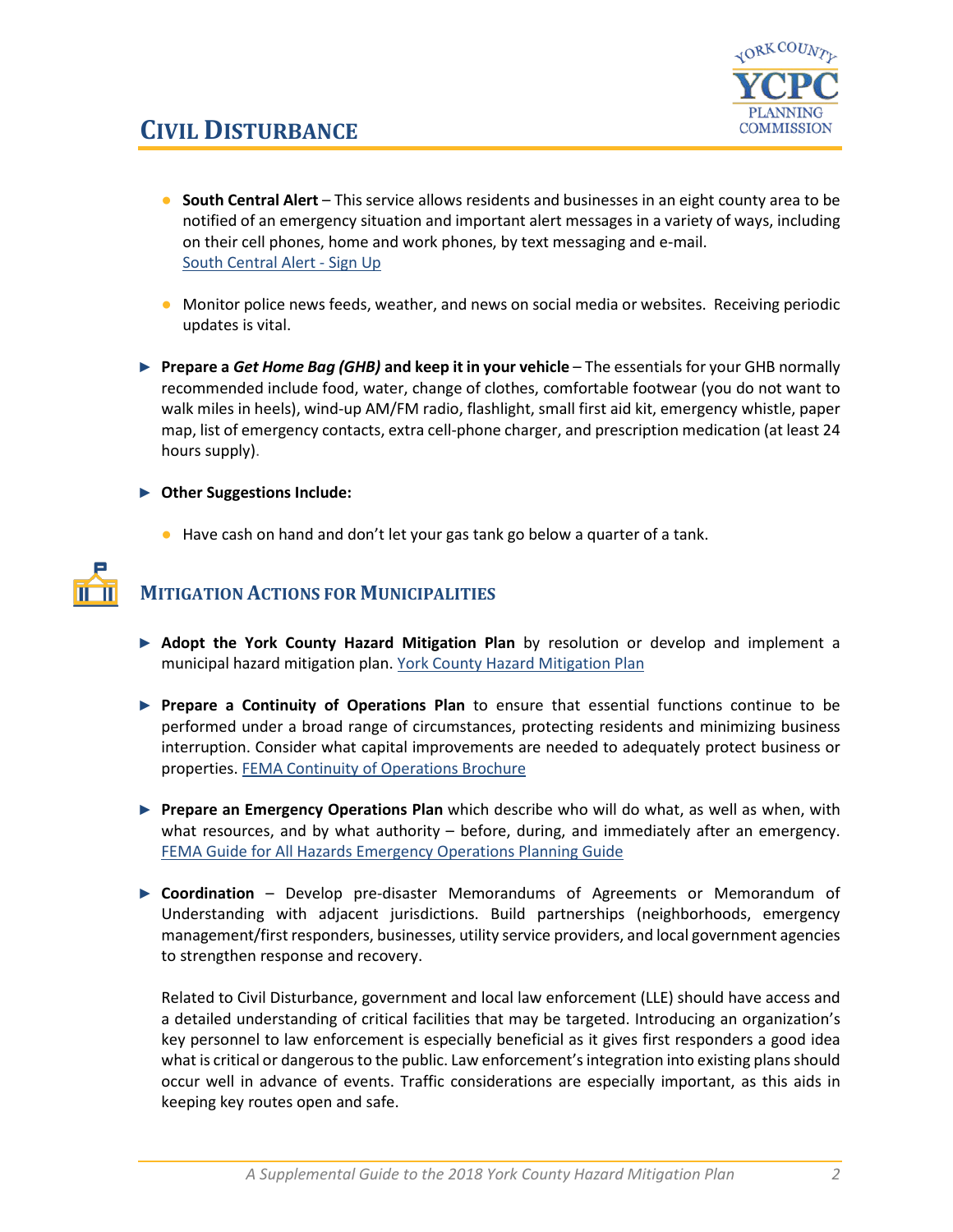- **South Central Alert** – This service allows residents and businesses in an eight county area to be notified of an emergency situation and important alert messages in a variety of ways, including on their cell phones, home and work phones, by text messaging and e-mail. [South Central Alert - Sign Up]

- Monitor police news feeds, weather, and news on social media or websites. Receiving periodic updates is vital.

- **Prepare a *Get Home Bag (GHB)* and keep it in your vehicle** – The essentials for your GHB normally recommended include food, water, change of clothes, comfortable footwear (you do not want to walk miles in heels), wind-up AM/FM radio, flashlight, small first aid kit, emergency whistle, paper map, list of emergency contacts, extra cell-phone charger, and prescription medication (at least 24 hours supply).

- **Other Suggestions Include:**
  - Have cash on hand and don't let your gas tank go below a quarter of a tank.

## Mitigation Actions for Municipalities

- **Adopt the York County Hazard Mitigation Plan** by resolution or develop and implement a municipal hazard mitigation plan. [York County Hazard Mitigation Plan]

- **Prepare a Continuity of Operations Plan** to ensure that essential functions continue to be performed under a broad range of circumstances, protecting residents and minimizing business interruption. Consider what capital improvements are needed to adequately protect business or properties. [FEMA Continuity of Operations Brochure]

- **Prepare an Emergency Operations Plan** which describe who will do what, as well as when, with what resources, and by what authority – before, during, and immediately after an emergency. [FEMA Guide for All Hazards Emergency Operations Planning Guide]

- **Coordination** – Develop pre-disaster Memorandums of Agreements or Memorandum of Understanding with adjacent jurisdictions. Build partnerships (neighborhoods, emergency management/first responders, businesses, utility service providers, and local government agencies to strengthen response and recovery.

  Related to Civil Disturbance, government and local law enforcement (LLE) should have access and a detailed understanding of critical facilities that may be targeted. Introducing an organization's key personnel to law enforcement is especially beneficial as it gives first responders a good idea what is critical or dangerous to the public. Law enforcement's integration into existing plans should occur well in advance of events. Traffic considerations are especially important, as this aids in keeping key routes open and safe.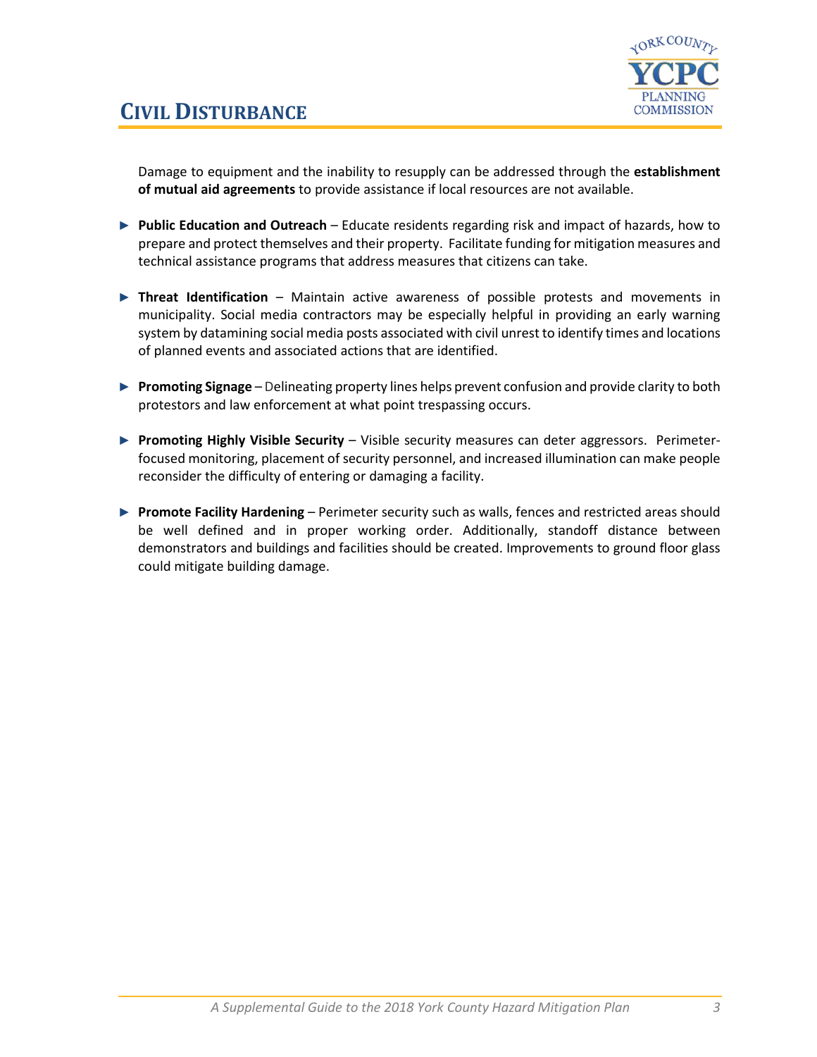# CIVIL DISTURBANCE

Damage to equipment and the inability to resupply can be addressed through the **establishment of mutual aid agreements** to provide assistance if local resources are not available.

- **Public Education and Outreach** – Educate residents regarding risk and impact of hazards, how to prepare and protect themselves and their property. Facilitate funding for mitigation measures and technical assistance programs that address measures that citizens can take.

- **Threat Identification** – Maintain active awareness of possible protests and movements in municipality. Social media contractors may be especially helpful in providing an early warning system by datamining social media posts associated with civil unrest to identify times and locations of planned events and associated actions that are identified.

- **Promoting Signage** – Delineating property lines helps prevent confusion and provide clarity to both protestors and law enforcement at what point trespassing occurs.

- **Promoting Highly Visible Security** – Visible security measures can deter aggressors. Perimeter-focused monitoring, placement of security personnel, and increased illumination can make people reconsider the difficulty of entering or damaging a facility.

- **Promote Facility Hardening** – Perimeter security such as walls, fences and restricted areas should be well defined and in proper working order. Additionally, standoff distance between demonstrators and buildings and facilities should be created. Improvements to ground floor glass could mitigate building damage.